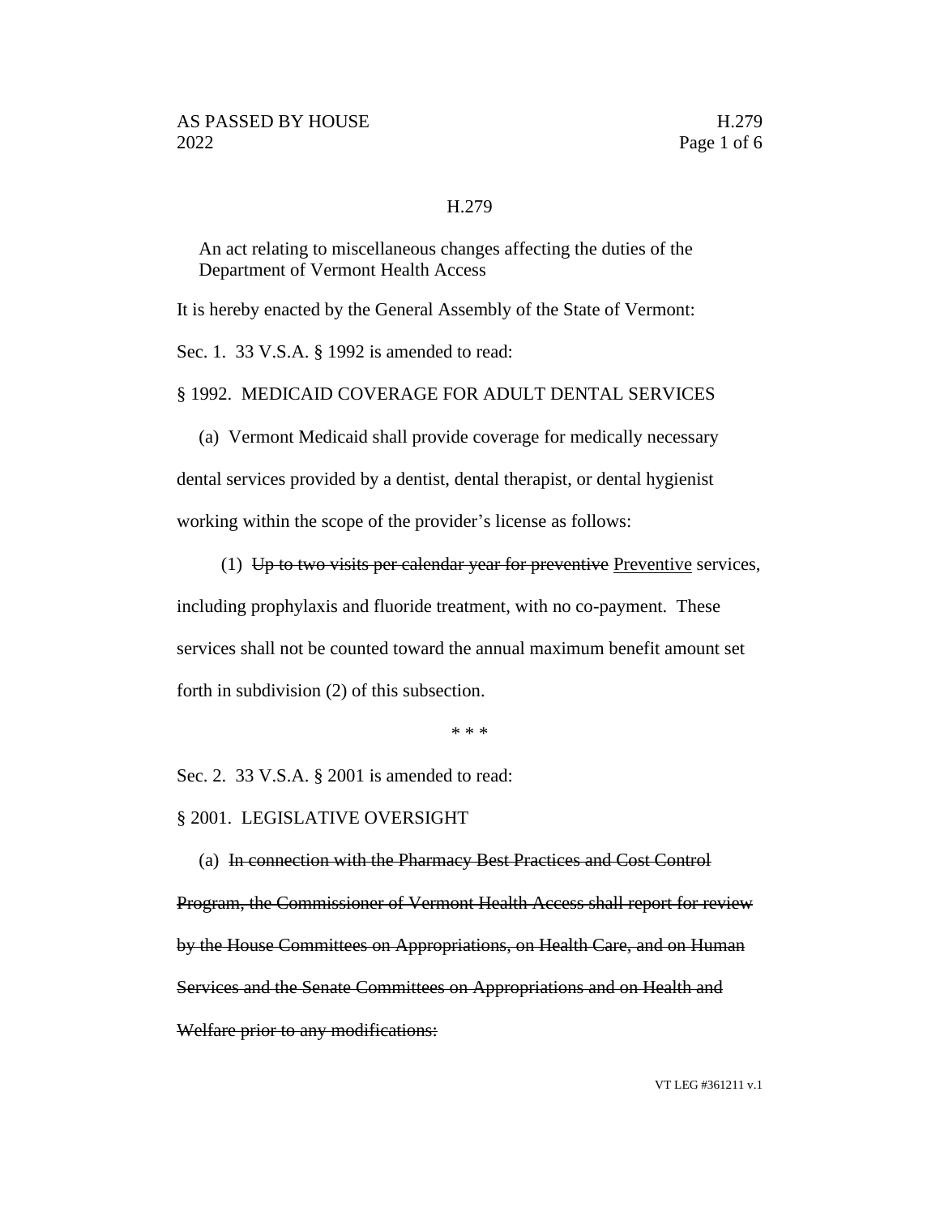H.279

An act relating to miscellaneous changes affecting the duties of the Department of Vermont Health Access

It is hereby enacted by the General Assembly of the State of Vermont:

Sec. 1. 33 V.S.A. § 1992 is amended to read:

§ 1992. MEDICAID COVERAGE FOR ADULT DENTAL SERVICES

(a) Vermont Medicaid shall provide coverage for medically necessary dental services provided by a dentist, dental therapist, or dental hygienist working within the scope of the provider's license as follows:

(1) ~~Up to two visits per calendar year for preventive~~ <u>Preventive</u> services, including prophylaxis and fluoride treatment, with no co-payment. These services shall not be counted toward the annual maximum benefit amount set forth in subdivision (2) of this subsection.

\* \* \*

Sec. 2. 33 V.S.A. § 2001 is amended to read:

§ 2001. LEGISLATIVE OVERSIGHT

(a) ~~In connection with the Pharmacy Best Practices and Cost Control Program, the Commissioner of Vermont Health Access shall report for review by the House Committees on Appropriations, on Health Care, and on Human Services and the Senate Committees on Appropriations and on Health and Welfare prior to any modifications:~~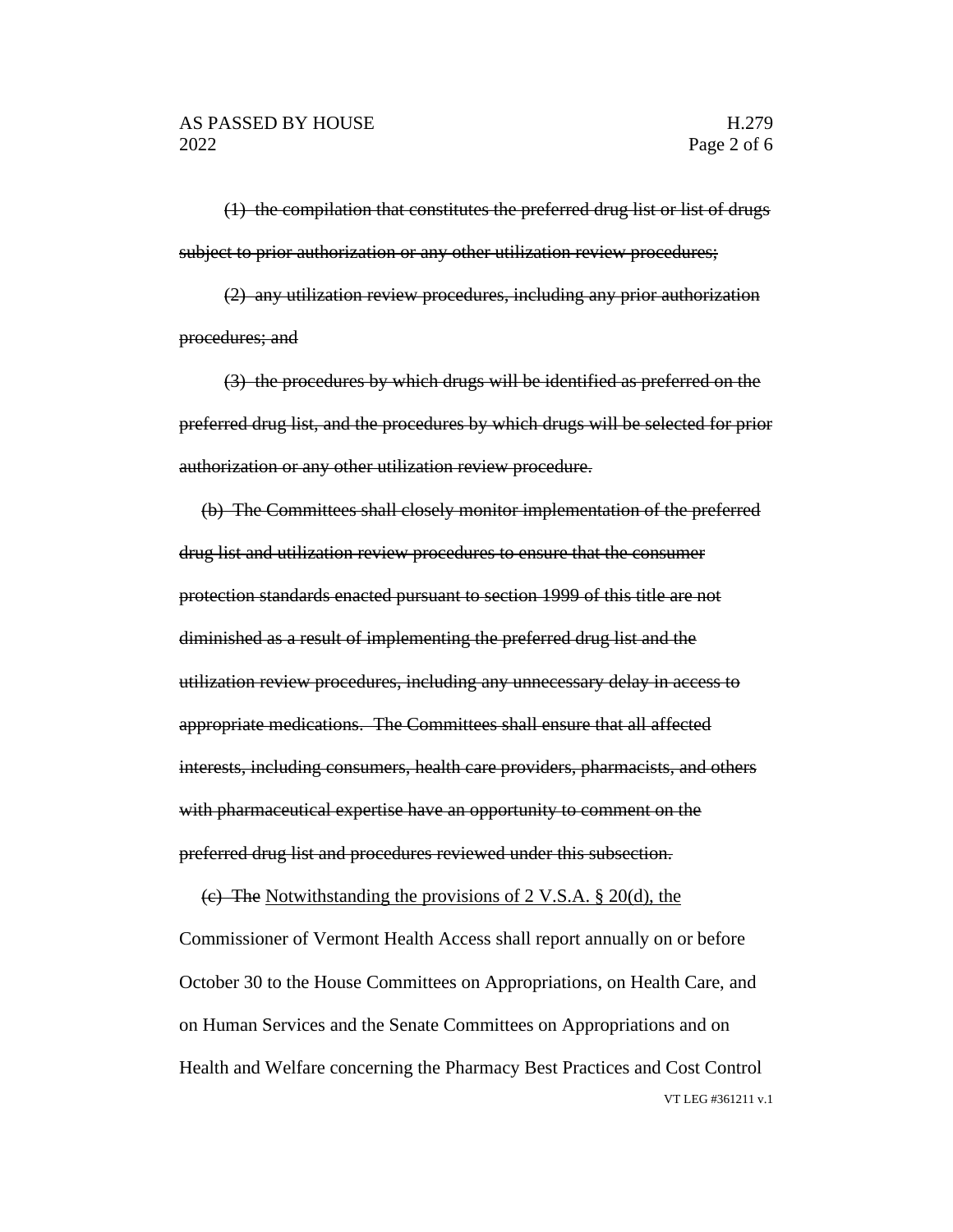~~(1) the compilation that constitutes the preferred drug list or list of drugs subject to prior authorization or any other utilization review procedures;~~

~~(2) any utilization review procedures, including any prior authorization procedures; and~~

~~(3) the procedures by which drugs will be identified as preferred on the preferred drug list, and the procedures by which drugs will be selected for prior authorization or any other utilization review procedure.~~

~~(b) The Committees shall closely monitor implementation of the preferred drug list and utilization review procedures to ensure that the consumer protection standards enacted pursuant to section 1999 of this title are not diminished as a result of implementing the preferred drug list and the utilization review procedures, including any unnecessary delay in access to appropriate medications. The Committees shall ensure that all affected interests, including consumers, health care providers, pharmacists, and others with pharmaceutical expertise have an opportunity to comment on the preferred drug list and procedures reviewed under this subsection.~~

~~(c) The~~ <u>Notwithstanding the provisions of 2 V.S.A. § 20(d), the</u> Commissioner of Vermont Health Access shall report annually on or before October 30 to the House Committees on Appropriations, on Health Care, and on Human Services and the Senate Committees on Appropriations and on Health and Welfare concerning the Pharmacy Best Practices and Cost Control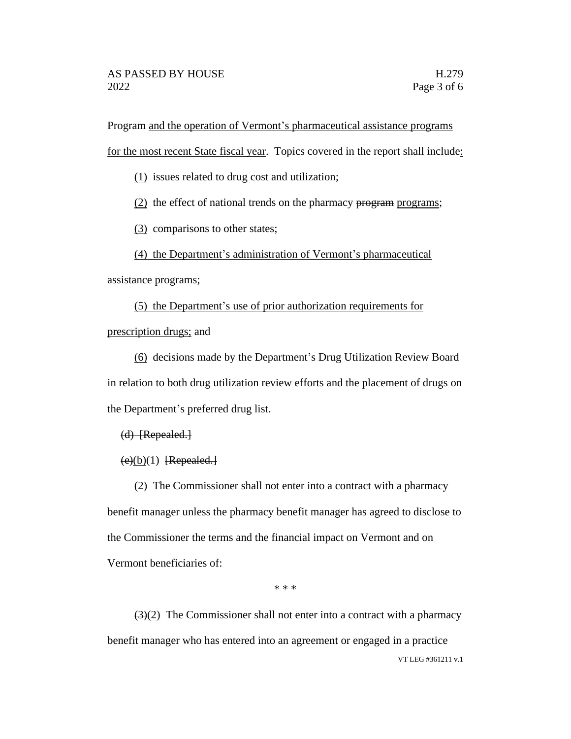Program and the operation of Vermont's pharmaceutical assistance programs for the most recent State fiscal year. Topics covered in the report shall include:

(1) issues related to drug cost and utilization;

(2) the effect of national trends on the pharmacy ~~program~~ programs;

(3) comparisons to other states;

(4) the Department's administration of Vermont's pharmaceutical assistance programs;

(5) the Department's use of prior authorization requirements for prescription drugs; and

(6) decisions made by the Department's Drug Utilization Review Board in relation to both drug utilization review efforts and the placement of drugs on the Department's preferred drug list.

~~(d) [Repealed.]~~

~~(e)~~(b)(1) ~~[Repealed.]~~

~~(2)~~ The Commissioner shall not enter into a contract with a pharmacy benefit manager unless the pharmacy benefit manager has agreed to disclose to the Commissioner the terms and the financial impact on Vermont and on Vermont beneficiaries of:

\* \* \*

~~(3)~~(2) The Commissioner shall not enter into a contract with a pharmacy benefit manager who has entered into an agreement or engaged in a practice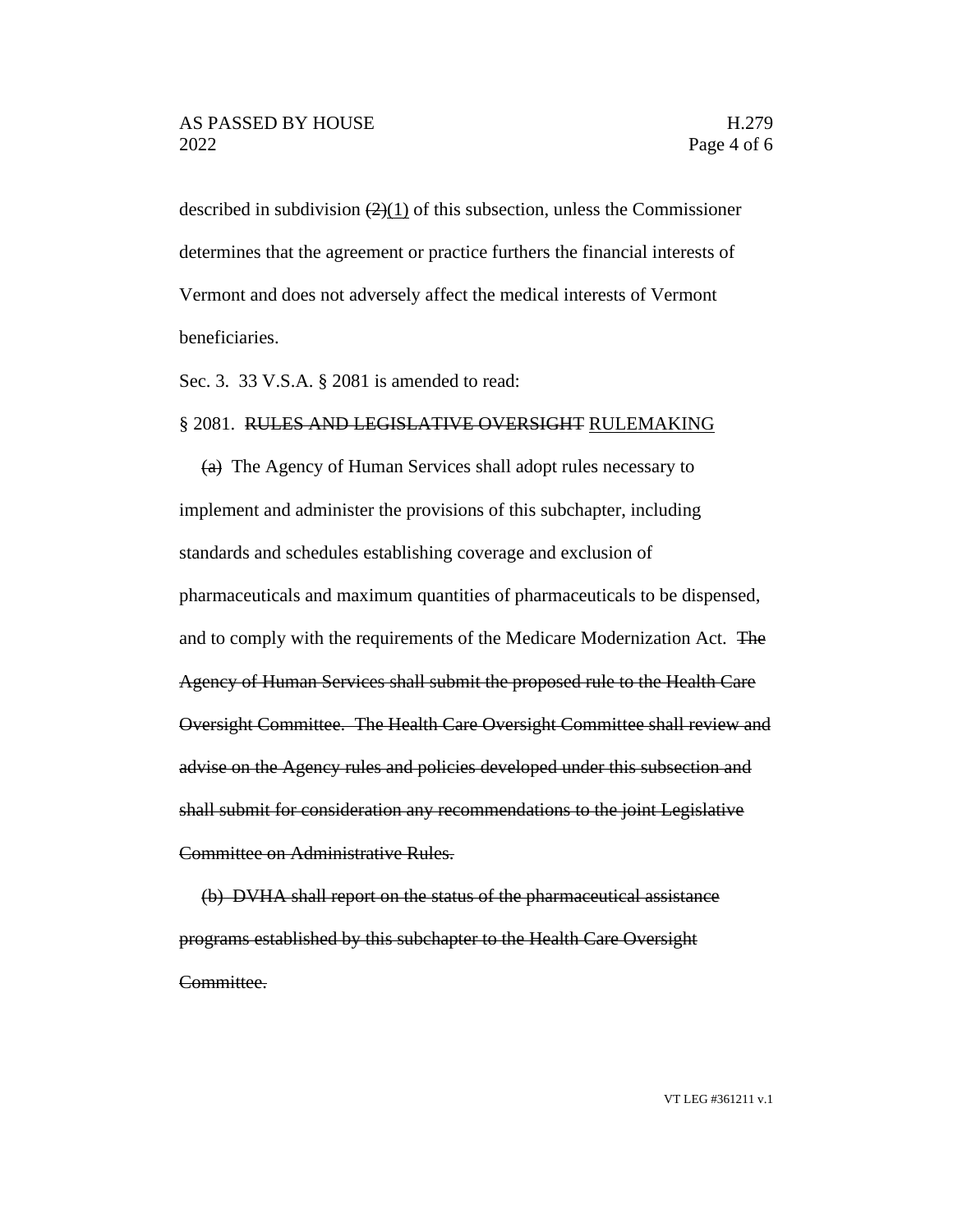described in subdivision ~~(2)~~<u>(1)</u> of this subsection, unless the Commissioner determines that the agreement or practice furthers the financial interests of Vermont and does not adversely affect the medical interests of Vermont beneficiaries.

Sec. 3. 33 V.S.A. § 2081 is amended to read:

§ 2081. ~~RULES AND LEGISLATIVE OVERSIGHT~~ <u>RULEMAKING</u>

~~(a)~~ The Agency of Human Services shall adopt rules necessary to implement and administer the provisions of this subchapter, including standards and schedules establishing coverage and exclusion of pharmaceuticals and maximum quantities of pharmaceuticals to be dispensed, and to comply with the requirements of the Medicare Modernization Act. ~~The Agency of Human Services shall submit the proposed rule to the Health Care Oversight Committee. The Health Care Oversight Committee shall review and advise on the Agency rules and policies developed under this subsection and shall submit for consideration any recommendations to the joint Legislative Committee on Administrative Rules.~~

~~(b) DVHA shall report on the status of the pharmaceutical assistance programs established by this subchapter to the Health Care Oversight Committee.~~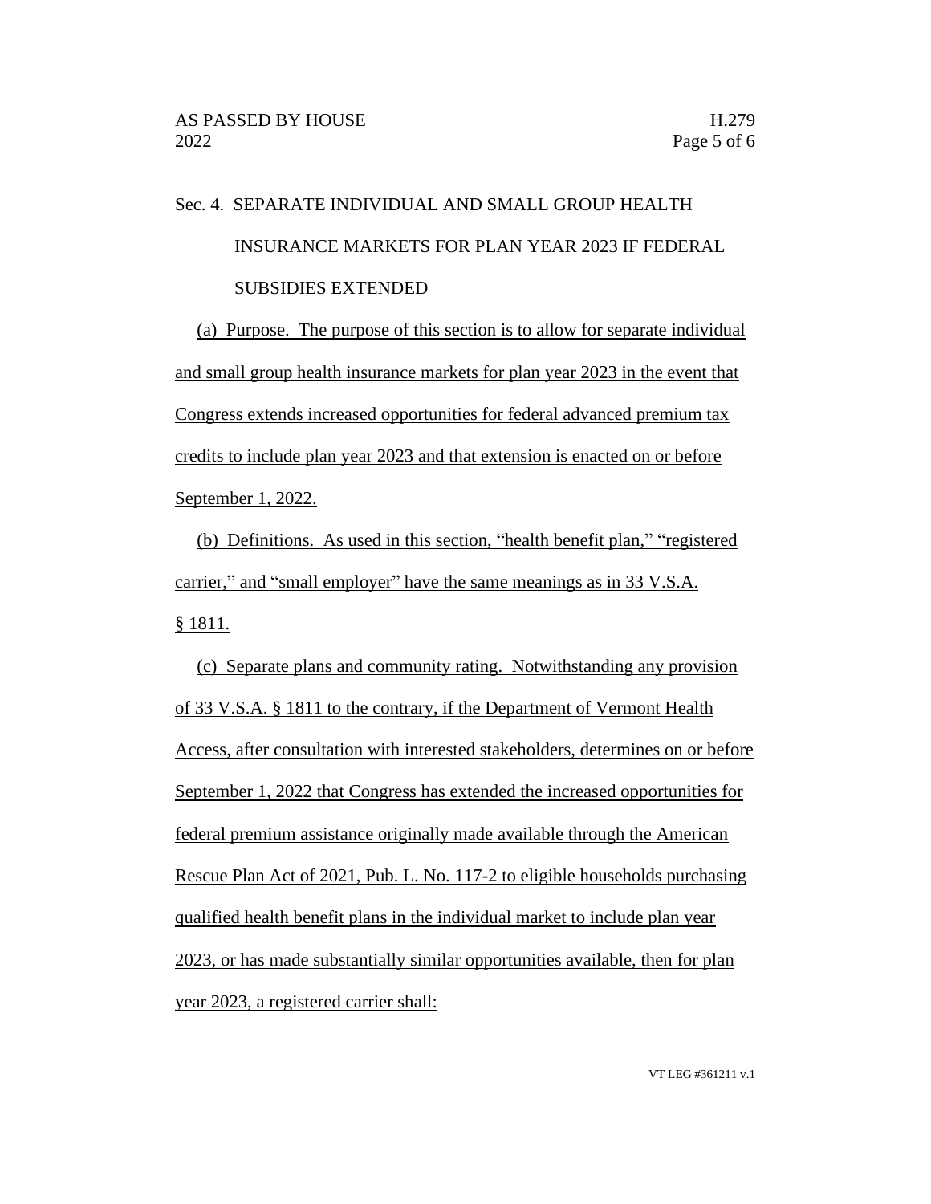Sec. 4. SEPARATE INDIVIDUAL AND SMALL GROUP HEALTH INSURANCE MARKETS FOR PLAN YEAR 2023 IF FEDERAL SUBSIDIES EXTENDED

(a) Purpose. The purpose of this section is to allow for separate individual and small group health insurance markets for plan year 2023 in the event that Congress extends increased opportunities for federal advanced premium tax credits to include plan year 2023 and that extension is enacted on or before September 1, 2022.

(b) Definitions. As used in this section, "health benefit plan," "registered carrier," and "small employer" have the same meanings as in 33 V.S.A. § 1811.

(c) Separate plans and community rating. Notwithstanding any provision of 33 V.S.A. § 1811 to the contrary, if the Department of Vermont Health Access, after consultation with interested stakeholders, determines on or before September 1, 2022 that Congress has extended the increased opportunities for federal premium assistance originally made available through the American Rescue Plan Act of 2021, Pub. L. No. 117-2 to eligible households purchasing qualified health benefit plans in the individual market to include plan year 2023, or has made substantially similar opportunities available, then for plan year 2023, a registered carrier shall: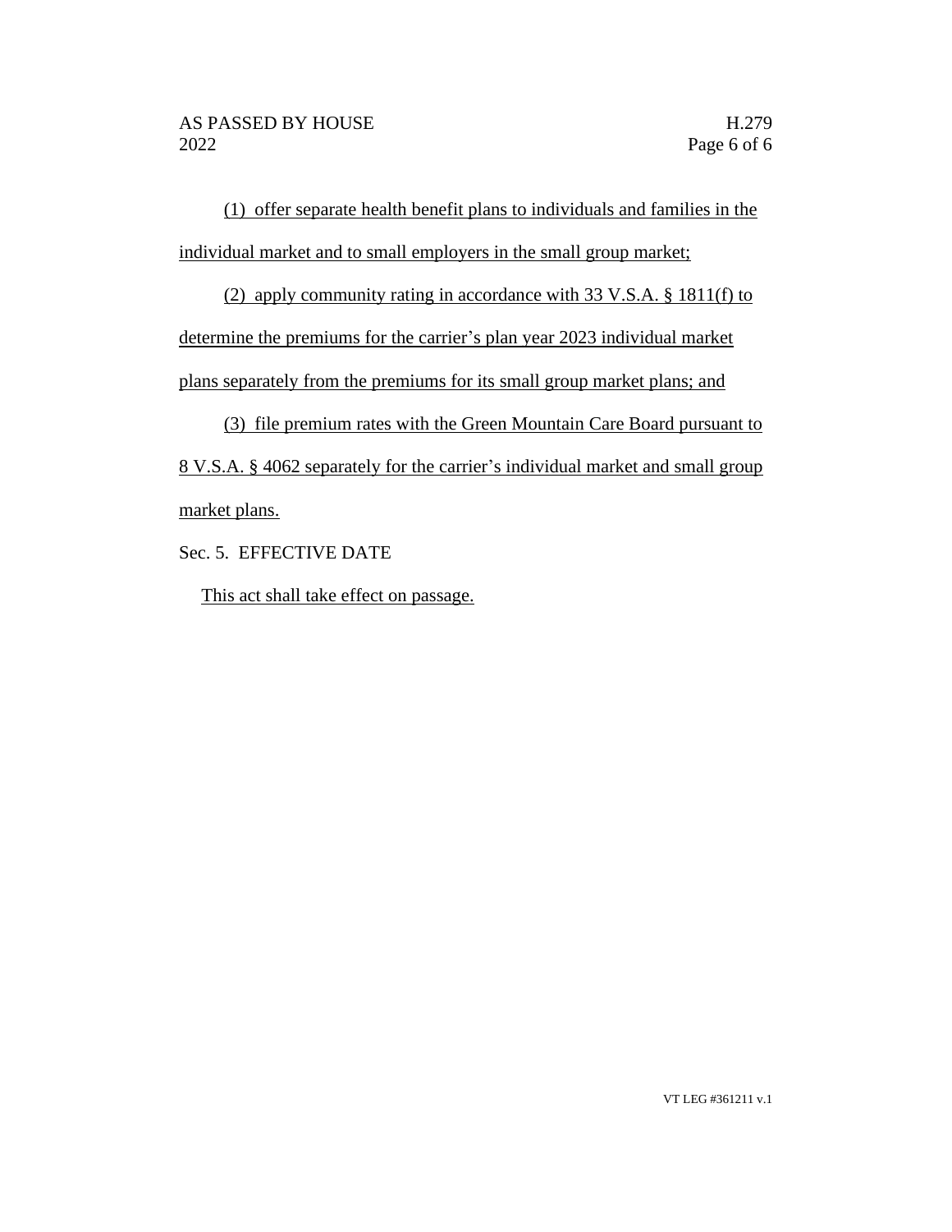(1) offer separate health benefit plans to individuals and families in the individual market and to small employers in the small group market;

(2) apply community rating in accordance with 33 V.S.A. § 1811(f) to determine the premiums for the carrier's plan year 2023 individual market plans separately from the premiums for its small group market plans; and

(3) file premium rates with the Green Mountain Care Board pursuant to 8 V.S.A. § 4062 separately for the carrier's individual market and small group market plans.

Sec. 5. EFFECTIVE DATE

This act shall take effect on passage.